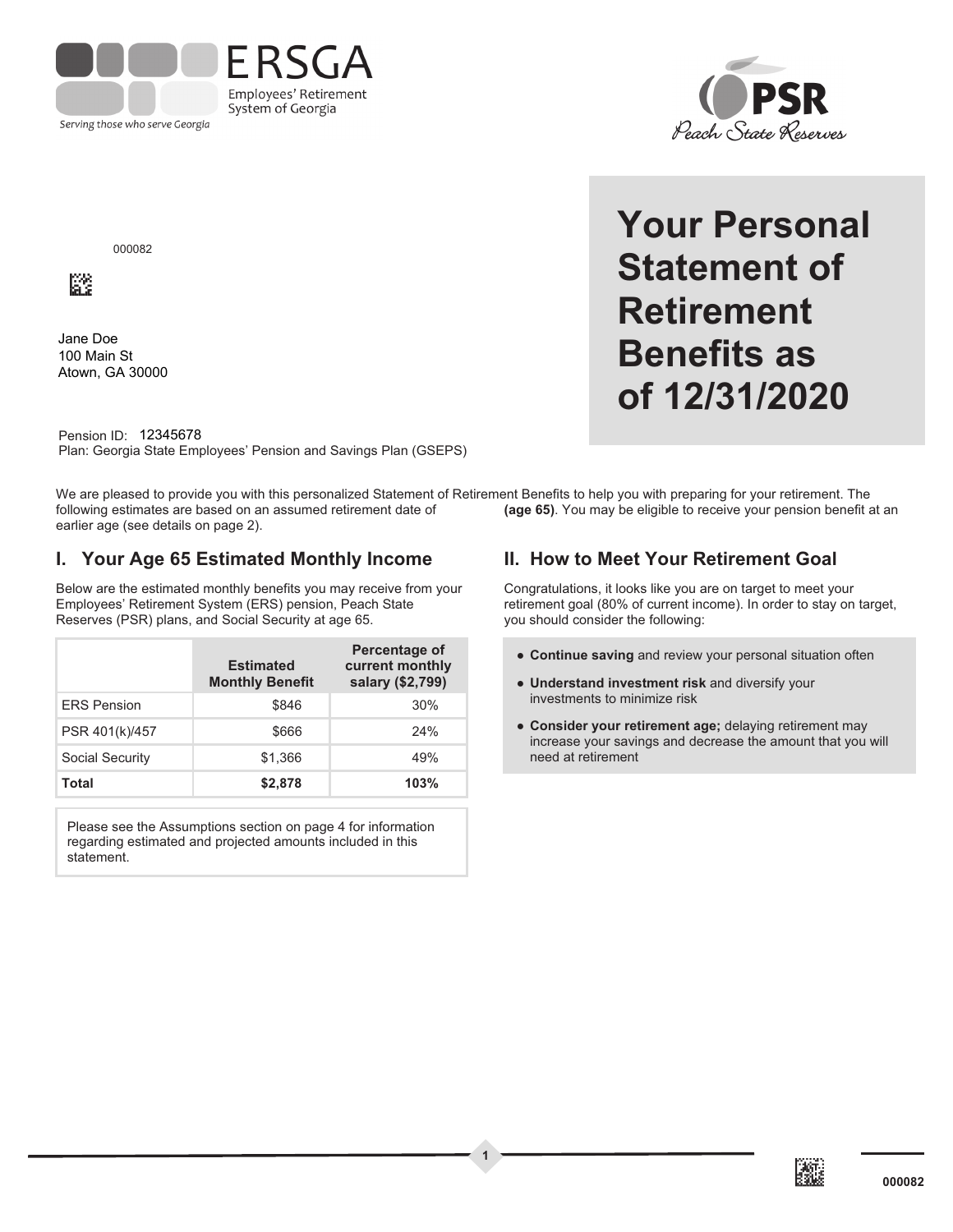ERSGA

Employees' Retirement System of Georgia

*Serving those who serve Georgia*

PSR

*Peach State Reserves*

# Your Personal Statement of Retirement Benefits as of 12/31/2020

000082

Jane Doe
100 Main St
Atown, GA 30000

Pension ID: 12345678
Plan: Georgia State Employees' Pension and Savings Plan (GSEPS)

We are pleased to provide you with this personalized Statement of Retirement Benefits to help you with preparing for your retirement. The following estimates are based on an assumed retirement date of **(age 65)**. You may be eligible to receive your pension benefit at an earlier age (see details on page 2).

## I. Your Age 65 Estimated Monthly Income

Below are the estimated monthly benefits you may receive from your Employees' Retirement System (ERS) pension, Peach State Reserves (PSR) plans, and Social Security at age 65.

| | Estimated Monthly Benefit | Percentage of current monthly salary ($2,799) |
|---|---|---|
| ERS Pension | $846 | 30% |
| PSR 401(k)/457 | $666 | 24% |
| Social Security | $1,366 | 49% |
| **Total** | **$2,878** | **103%** |

Please see the Assumptions section on page 4 for information regarding estimated and projected amounts included in this statement.

## II. How to Meet Your Retirement Goal

Congratulations, it looks like you are on target to meet your retirement goal (80% of current income). In order to stay on target, you should consider the following:

- **Continue saving** and review your personal situation often
- **Understand investment risk** and diversify your investments to minimize risk
- **Consider your retirement age;** delaying retirement may increase your savings and decrease the amount that you will need at retirement

000082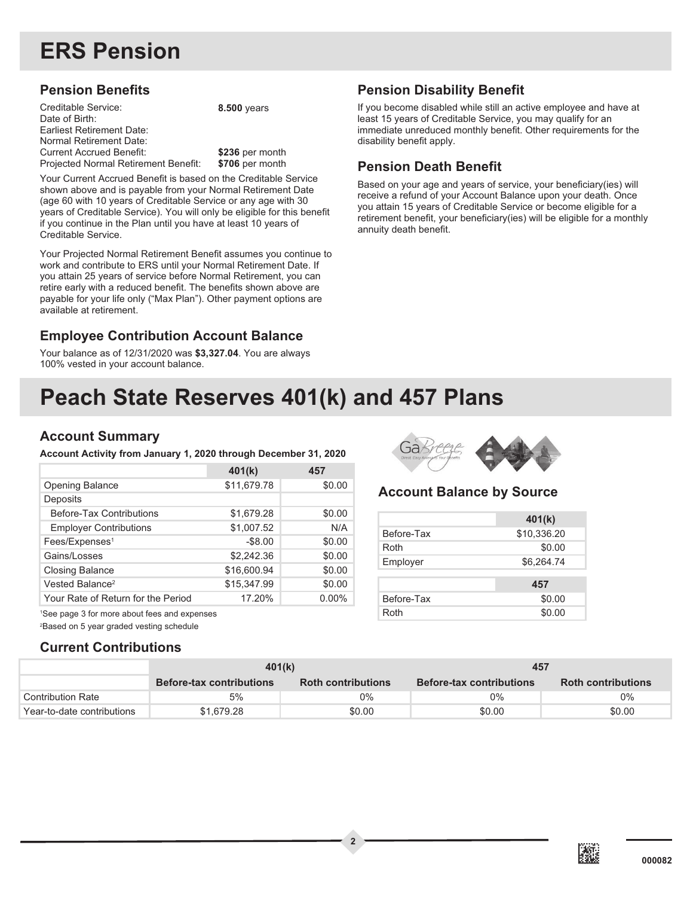# ERS Pension

## Pension Benefits

| | |
|---|---|
| Creditable Service: | **8.500** years |
| Date of Birth: | |
| Earliest Retirement Date: | |
| Normal Retirement Date: | |
| Current Accrued Benefit: | **$236** per month |
| Projected Normal Retirement Benefit: | **$706** per month |

Your Current Accrued Benefit is based on the Creditable Service shown above and is payable from your Normal Retirement Date (age 60 with 10 years of Creditable Service or any age with 30 years of Creditable Service). You will only be eligible for this benefit if you continue in the Plan until you have at least 10 years of Creditable Service.

Your Projected Normal Retirement Benefit assumes you continue to work and contribute to ERS until your Normal Retirement Date. If you attain 25 years of service before Normal Retirement, you can retire early with a reduced benefit. The benefits shown above are payable for your life only ("Max Plan"). Other payment options are available at retirement.

## Employee Contribution Account Balance

Your balance as of 12/31/2020 was **$3,327.04**. You are always 100% vested in your account balance.

## Pension Disability Benefit

If you become disabled while still an active employee and have at least 15 years of Creditable Service, you may qualify for an immediate unreduced monthly benefit. Other requirements for the disability benefit apply.

## Pension Death Benefit

Based on your age and years of service, your beneficiary(ies) will receive a refund of your Account Balance upon your death. Once you attain 15 years of Creditable Service or become eligible for a retirement benefit, your beneficiary(ies) will be eligible for a monthly annuity death benefit.

# Peach State Reserves 401(k) and 457 Plans

## Account Summary

**Account Activity from January 1, 2020 through December 31, 2020**

| | 401(k) | 457 |
|---|---|---|
| Opening Balance | $11,679.78 | $0.00 |
| Deposits | | |
| Before-Tax Contributions | $1,679.28 | $0.00 |
| Employer Contributions | $1,007.52 | N/A |
| Fees/Expenses[1] | -$8.00 | $0.00 |
| Gains/Losses | $2,242.36 | $0.00 |
| Closing Balance | $16,600.94 | $0.00 |
| Vested Balance[2] | $15,347.99 | $0.00 |
| Your Rate of Return for the Period | 17.20% | 0.00% |

[1]See page 3 for more about fees and expenses

[2]Based on 5 year graded vesting schedule

## Account Balance by Source

| | 401(k) |
|---|---|
| Before-Tax | $10,336.20 |
| Roth | $0.00 |
| Employer | $6,264.74 |

| | 457 |
|---|---|
| Before-Tax | $0.00 |
| Roth | $0.00 |

## Current Contributions

| | 401(k) | | 457 | |
|---|---|---|---|---|
| | Before-tax contributions | Roth contributions | Before-tax contributions | Roth contributions |
| Contribution Rate | 5% | 0% | 0% | 0% |
| Year-to-date contributions | $1,679.28 | $0.00 | $0.00 | $0.00 |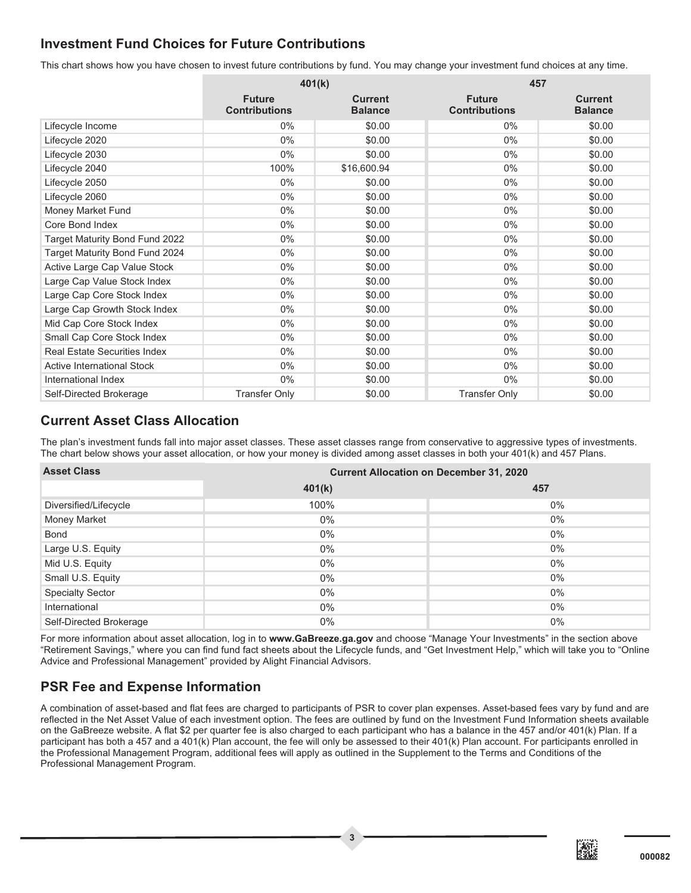## Investment Fund Choices for Future Contributions

This chart shows how you have chosen to invest future contributions by fund. You may change your investment fund choices at any time.

| | 401(k) | | 457 | |
|---|---|---|---|---|
| | Future Contributions | Current Balance | Future Contributions | Current Balance |
| Lifecycle Income | 0% | $0.00 | 0% | $0.00 |
| Lifecycle 2020 | 0% | $0.00 | 0% | $0.00 |
| Lifecycle 2030 | 0% | $0.00 | 0% | $0.00 |
| Lifecycle 2040 | 100% | $16,600.94 | 0% | $0.00 |
| Lifecycle 2050 | 0% | $0.00 | 0% | $0.00 |
| Lifecycle 2060 | 0% | $0.00 | 0% | $0.00 |
| Money Market Fund | 0% | $0.00 | 0% | $0.00 |
| Core Bond Index | 0% | $0.00 | 0% | $0.00 |
| Target Maturity Bond Fund 2022 | 0% | $0.00 | 0% | $0.00 |
| Target Maturity Bond Fund 2024 | 0% | $0.00 | 0% | $0.00 |
| Active Large Cap Value Stock | 0% | $0.00 | 0% | $0.00 |
| Large Cap Value Stock Index | 0% | $0.00 | 0% | $0.00 |
| Large Cap Core Stock Index | 0% | $0.00 | 0% | $0.00 |
| Large Cap Growth Stock Index | 0% | $0.00 | 0% | $0.00 |
| Mid Cap Core Stock Index | 0% | $0.00 | 0% | $0.00 |
| Small Cap Core Stock Index | 0% | $0.00 | 0% | $0.00 |
| Real Estate Securities Index | 0% | $0.00 | 0% | $0.00 |
| Active International Stock | 0% | $0.00 | 0% | $0.00 |
| International Index | 0% | $0.00 | 0% | $0.00 |
| Self-Directed Brokerage | Transfer Only | $0.00 | Transfer Only | $0.00 |

## Current Asset Class Allocation

The plan's investment funds fall into major asset classes. These asset classes range from conservative to aggressive types of investments. The chart below shows your asset allocation, or how your money is divided among asset classes in both your 401(k) and 457 Plans.

| Asset Class | Current Allocation on December 31, 2020 | |
|---|---|---|
| | 401(k) | 457 |
| Diversified/Lifecycle | 100% | 0% |
| Money Market | 0% | 0% |
| Bond | 0% | 0% |
| Large U.S. Equity | 0% | 0% |
| Mid U.S. Equity | 0% | 0% |
| Small U.S. Equity | 0% | 0% |
| Specialty Sector | 0% | 0% |
| International | 0% | 0% |
| Self-Directed Brokerage | 0% | 0% |

For more information about asset allocation, log in to **www.GaBreeze.ga.gov** and choose "Manage Your Investments" in the section above "Retirement Savings," where you can find fund fact sheets about the Lifecycle funds, and "Get Investment Help," which will take you to "Online Advice and Professional Management" provided by Alight Financial Advisors.

## PSR Fee and Expense Information

A combination of asset-based and flat fees are charged to participants of PSR to cover plan expenses. Asset-based fees vary by fund and are reflected in the Net Asset Value of each investment option. The fees are outlined by fund on the Investment Fund Information sheets available on the GaBreeze website. A flat $2 per quarter fee is also charged to each participant who has a balance in the 457 and/or 401(k) Plan. If a participant has both a 457 and a 401(k) Plan account, the fee will only be assessed to their 401(k) Plan account. For participants enrolled in the Professional Management Program, additional fees will apply as outlined in the Supplement to the Terms and Conditions of the Professional Management Program.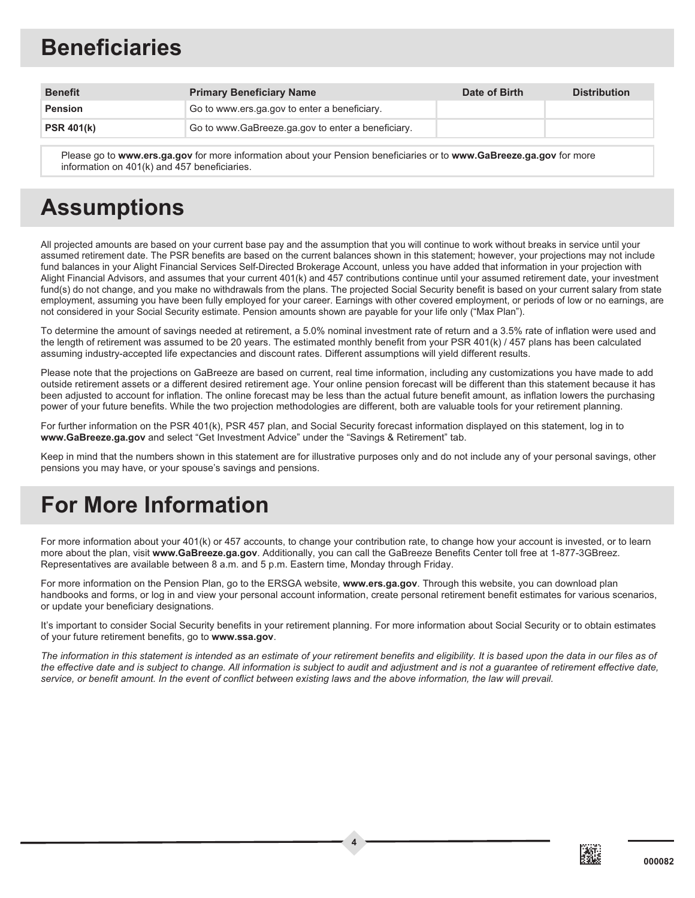# Beneficiaries

| Benefit | Primary Beneficiary Name | Date of Birth | Distribution |
|---|---|---|---|
| **Pension** | Go to www.ers.ga.gov to enter a beneficiary. | | |
| **PSR 401(k)** | Go to www.GaBreeze.ga.gov to enter a beneficiary. | | |

Please go to **www.ers.ga.gov** for more information about your Pension beneficiaries or to **www.GaBreeze.ga.gov** for more information on 401(k) and 457 beneficiaries.

# Assumptions

All projected amounts are based on your current base pay and the assumption that you will continue to work without breaks in service until your assumed retirement date. The PSR benefits are based on the current balances shown in this statement; however, your projections may not include fund balances in your Alight Financial Services Self-Directed Brokerage Account, unless you have added that information in your projection with Alight Financial Advisors, and assumes that your current 401(k) and 457 contributions continue until your assumed retirement date, your investment fund(s) do not change, and you make no withdrawals from the plans. The projected Social Security benefit is based on your current salary from state employment, assuming you have been fully employed for your career. Earnings with other covered employment, or periods of low or no earnings, are not considered in your Social Security estimate. Pension amounts shown are payable for your life only ("Max Plan").

To determine the amount of savings needed at retirement, a 5.0% nominal investment rate of return and a 3.5% rate of inflation were used and the length of retirement was assumed to be 20 years. The estimated monthly benefit from your PSR 401(k) / 457 plans has been calculated assuming industry-accepted life expectancies and discount rates. Different assumptions will yield different results.

Please note that the projections on GaBreeze are based on current, real time information, including any customizations you have made to add outside retirement assets or a different desired retirement age. Your online pension forecast will be different than this statement because it has been adjusted to account for inflation. The online forecast may be less than the actual future benefit amount, as inflation lowers the purchasing power of your future benefits. While the two projection methodologies are different, both are valuable tools for your retirement planning.

For further information on the PSR 401(k), PSR 457 plan, and Social Security forecast information displayed on this statement, log in to **www.GaBreeze.ga.gov** and select "Get Investment Advice" under the "Savings & Retirement" tab.

Keep in mind that the numbers shown in this statement are for illustrative purposes only and do not include any of your personal savings, other pensions you may have, or your spouse's savings and pensions.

# For More Information

For more information about your 401(k) or 457 accounts, to change your contribution rate, to change how your account is invested, or to learn more about the plan, visit **www.GaBreeze.ga.gov**. Additionally, you can call the GaBreeze Benefits Center toll free at 1-877-3GBreez. Representatives are available between 8 a.m. and 5 p.m. Eastern time, Monday through Friday.

For more information on the Pension Plan, go to the ERSGA website, **www.ers.ga.gov**. Through this website, you can download plan handbooks and forms, or log in and view your personal account information, create personal retirement benefit estimates for various scenarios, or update your beneficiary designations.

It's important to consider Social Security benefits in your retirement planning. For more information about Social Security or to obtain estimates of your future retirement benefits, go to **www.ssa.gov**.

*The information in this statement is intended as an estimate of your retirement benefits and eligibility. It is based upon the data in our files as of the effective date and is subject to change. All information is subject to audit and adjustment and is not a guarantee of retirement effective date, service, or benefit amount. In the event of conflict between existing laws and the above information, the law will prevail.*

000082